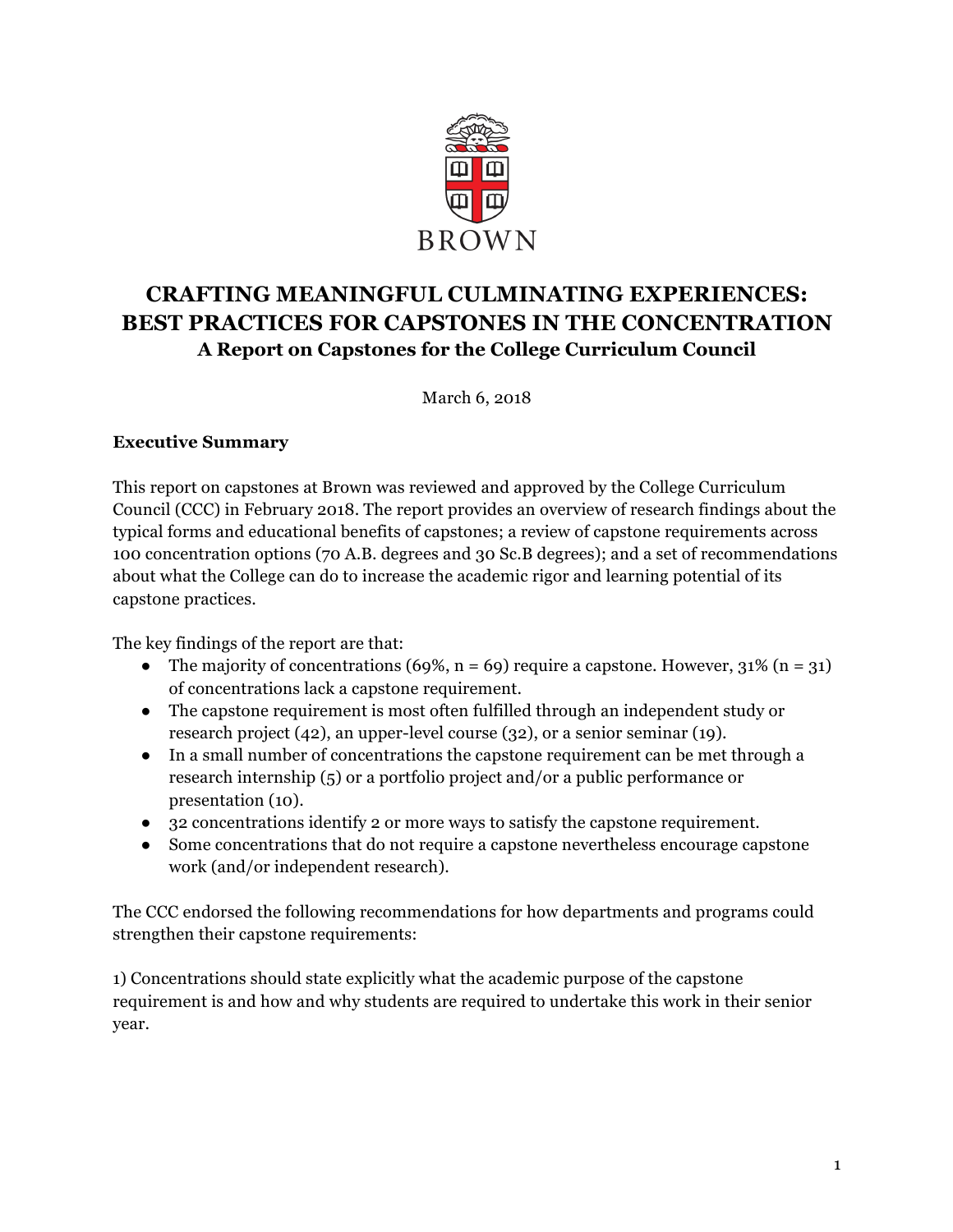BROWN

# CRAFTING MEANINGFUL CULMINATING EXPERIENCES: BEST PRACTICES FOR CAPSTONES IN THE CONCENTRATION

## A Report on Capstones for the College Curriculum Council

March 6, 2018

### Executive Summary

This report on capstones at Brown was reviewed and approved by the College Curriculum Council (CCC) in February 2018. The report provides an overview of research findings about the typical forms and educational benefits of capstones; a review of capstone requirements across 100 concentration options (70 A.B. degrees and 30 Sc.B degrees); and a set of recommendations about what the College can do to increase the academic rigor and learning potential of its capstone practices.

The key findings of the report are that:

- The majority of concentrations (69%, n = 69) require a capstone. However, 31% (n = 31) of concentrations lack a capstone requirement.
- The capstone requirement is most often fulfilled through an independent study or research project (42), an upper-level course (32), or a senior seminar (19).
- In a small number of concentrations the capstone requirement can be met through a research internship (5) or a portfolio project and/or a public performance or presentation (10).
- 32 concentrations identify 2 or more ways to satisfy the capstone requirement.
- Some concentrations that do not require a capstone nevertheless encourage capstone work (and/or independent research).

The CCC endorsed the following recommendations for how departments and programs could strengthen their capstone requirements:

1) Concentrations should state explicitly what the academic purpose of the capstone requirement is and how and why students are required to undertake this work in their senior year.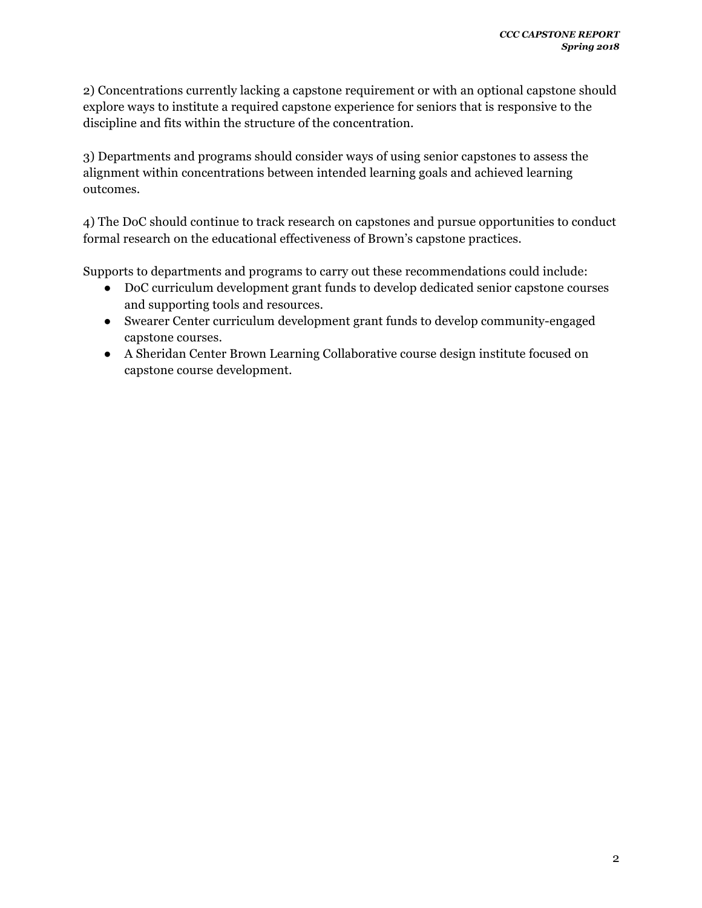2) Concentrations currently lacking a capstone requirement or with an optional capstone should explore ways to institute a required capstone experience for seniors that is responsive to the discipline and fits within the structure of the concentration.

3) Departments and programs should consider ways of using senior capstones to assess the alignment within concentrations between intended learning goals and achieved learning outcomes.

4) The DoC should continue to track research on capstones and pursue opportunities to conduct formal research on the educational effectiveness of Brown's capstone practices.

Supports to departments and programs to carry out these recommendations could include:

- DoC curriculum development grant funds to develop dedicated senior capstone courses and supporting tools and resources.
- Swearer Center curriculum development grant funds to develop community-engaged capstone courses.
- A Sheridan Center Brown Learning Collaborative course design institute focused on capstone course development.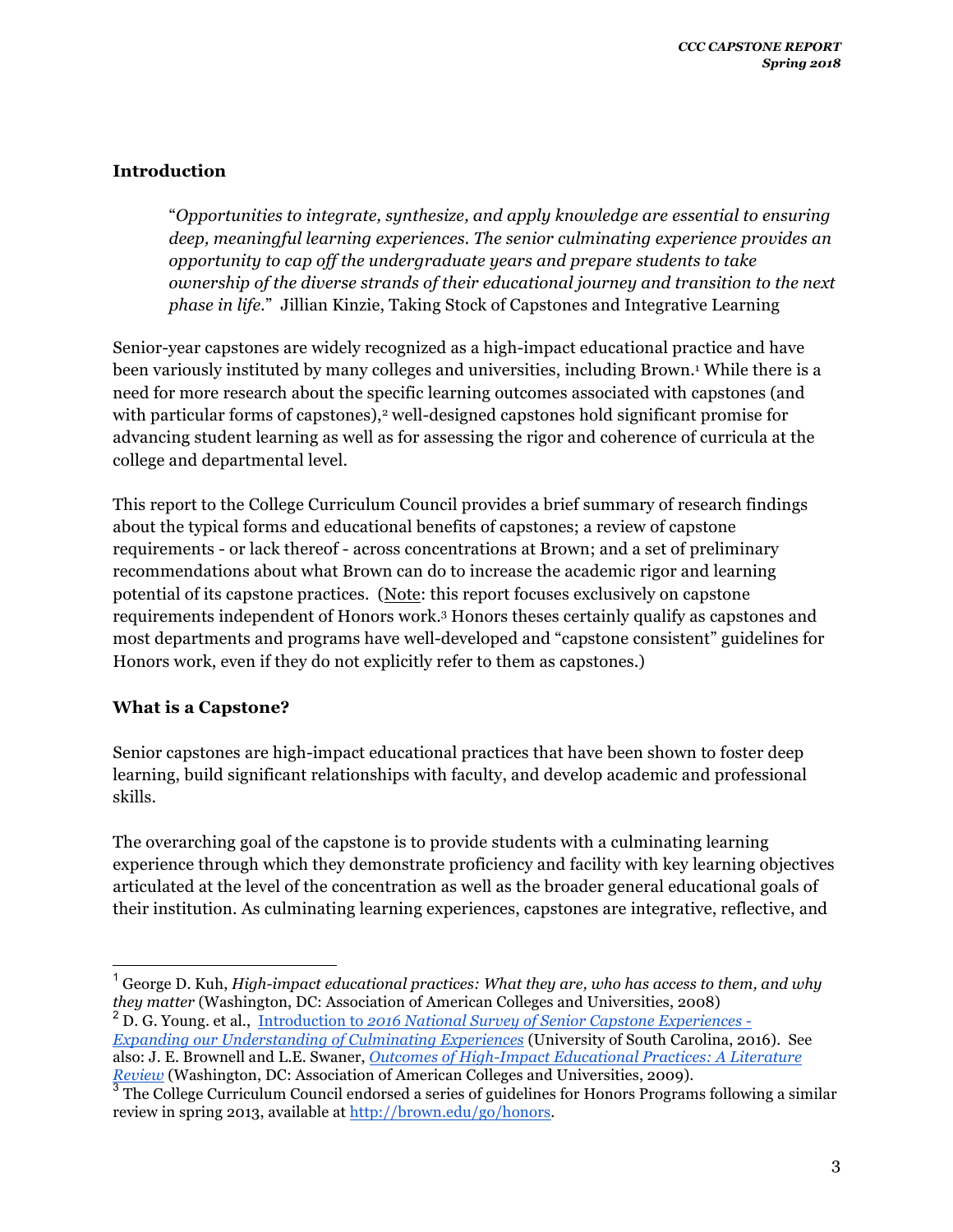## Introduction

> "*Opportunities to integrate, synthesize, and apply knowledge are essential to ensuring deep, meaningful learning experiences. The senior culminating experience provides an opportunity to cap off the undergraduate years and prepare students to take ownership of the diverse strands of their educational journey and transition to the next phase in life.*" Jillian Kinzie, Taking Stock of Capstones and Integrative Learning

Senior-year capstones are widely recognized as a high-impact educational practice and have been variously instituted by many colleges and universities, including Brown.[1] While there is a need for more research about the specific learning outcomes associated with capstones (and with particular forms of capstones),[2] well-designed capstones hold significant promise for advancing student learning as well as for assessing the rigor and coherence of curricula at the college and departmental level.

This report to the College Curriculum Council provides a brief summary of research findings about the typical forms and educational benefits of capstones; a review of capstone requirements - or lack thereof - across concentrations at Brown; and a set of preliminary recommendations about what Brown can do to increase the academic rigor and learning potential of its capstone practices. (Note: this report focuses exclusively on capstone requirements independent of Honors work.[3] Honors theses certainly qualify as capstones and most departments and programs have well-developed and "capstone consistent" guidelines for Honors work, even if they do not explicitly refer to them as capstones.)

## What is a Capstone?

Senior capstones are high-impact educational practices that have been shown to foster deep learning, build significant relationships with faculty, and develop academic and professional skills.

The overarching goal of the capstone is to provide students with a culminating learning experience through which they demonstrate proficiency and facility with key learning objectives articulated at the level of the concentration as well as the broader general educational goals of their institution. As culminating learning experiences, capstones are integrative, reflective, and

---

[1] George D. Kuh, *High-impact educational practices: What they are, who has access to them, and why they matter* (Washington, DC: Association of American Colleges and Universities, 2008)

[2] D. G. Young. et al., Introduction to *2016 National Survey of Senior Capstone Experiences - Expanding our Understanding of Culminating Experiences* (University of South Carolina, 2016). See also: J. E. Brownell and L.E. Swaner, *Outcomes of High-Impact Educational Practices: A Literature Review* (Washington, DC: Association of American Colleges and Universities, 2009).

[3] The College Curriculum Council endorsed a series of guidelines for Honors Programs following a similar review in spring 2013, available at http://brown.edu/go/honors.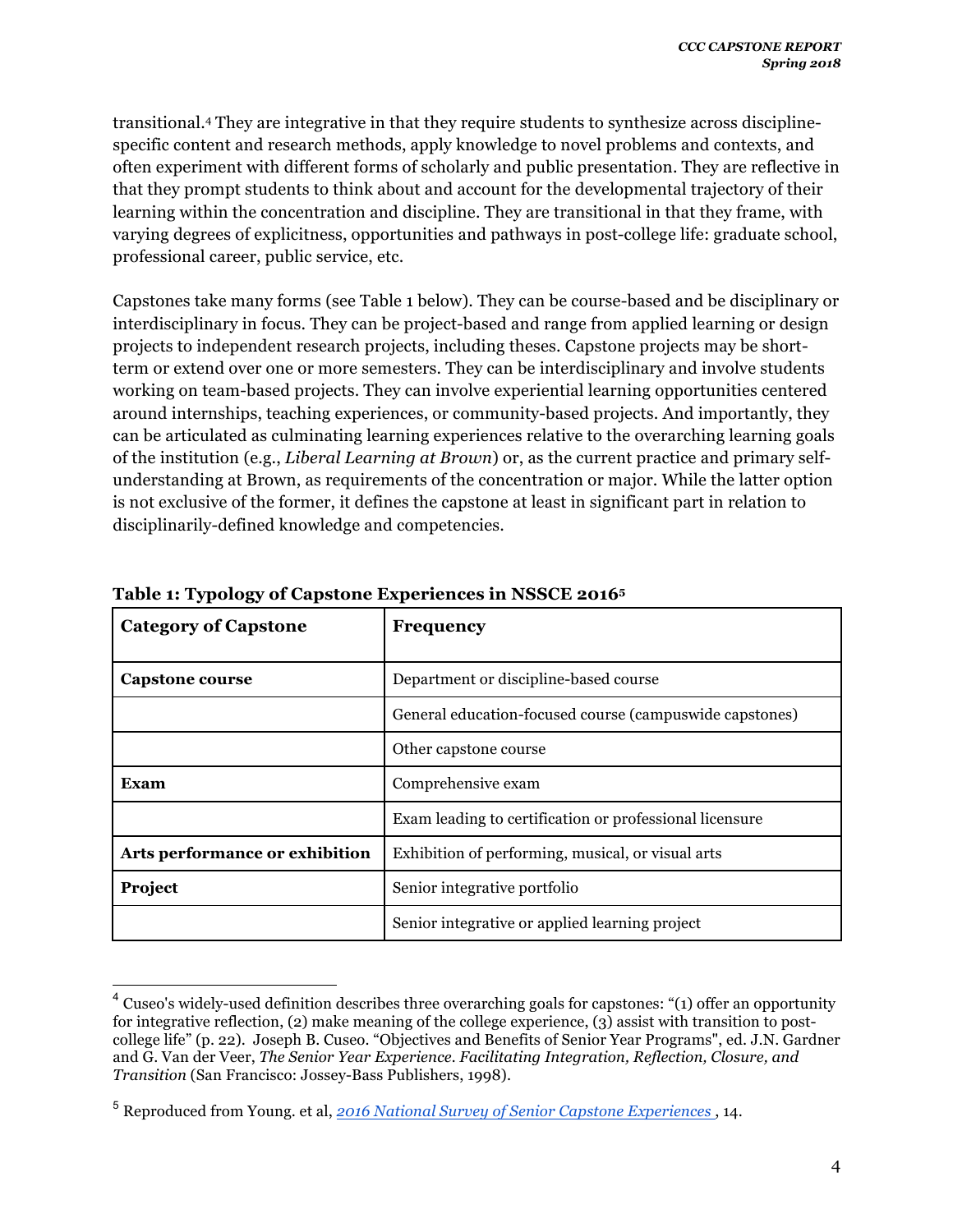transitional.[4] They are integrative in that they require students to synthesize across discipline-specific content and research methods, apply knowledge to novel problems and contexts, and often experiment with different forms of scholarly and public presentation. They are reflective in that they prompt students to think about and account for the developmental trajectory of their learning within the concentration and discipline. They are transitional in that they frame, with varying degrees of explicitness, opportunities and pathways in post-college life: graduate school, professional career, public service, etc.

Capstones take many forms (see Table 1 below). They can be course-based and be disciplinary or interdisciplinary in focus. They can be project-based and range from applied learning or design projects to independent research projects, including theses. Capstone projects may be short-term or extend over one or more semesters. They can be interdisciplinary and involve students working on team-based projects. They can involve experiential learning opportunities centered around internships, teaching experiences, or community-based projects. And importantly, they can be articulated as culminating learning experiences relative to the overarching learning goals of the institution (e.g., *Liberal Learning at Brown*) or, as the current practice and primary self-understanding at Brown, as requirements of the concentration or major. While the latter option is not exclusive of the former, it defines the capstone at least in significant part in relation to disciplinarily-defined knowledge and competencies.

**Table 1: Typology of Capstone Experiences in NSSCE 2016[5]**

| **Category of Capstone** | **Frequency** |
|---|---|
| **Capstone course** | Department or discipline-based course |
| | General education-focused course (campuswide capstones) |
| | Other capstone course |
| **Exam** | Comprehensive exam |
| | Exam leading to certification or professional licensure |
| **Arts performance or exhibition** | Exhibition of performing, musical, or visual arts |
| **Project** | Senior integrative portfolio |
| | Senior integrative or applied learning project |

[4] Cuseo's widely-used definition describes three overarching goals for capstones: "(1) offer an opportunity for integrative reflection, (2) make meaning of the college experience, (3) assist with transition to post-college life" (p. 22). Joseph B. Cuseo. "Objectives and Benefits of Senior Year Programs", ed. J.N. Gardner and G. Van der Veer, *The Senior Year Experience. Facilitating Integration, Reflection, Closure, and Transition* (San Francisco: Jossey-Bass Publishers, 1998).

[5] Reproduced from Young. et al, *2016 National Survey of Senior Capstone Experiences* , 14.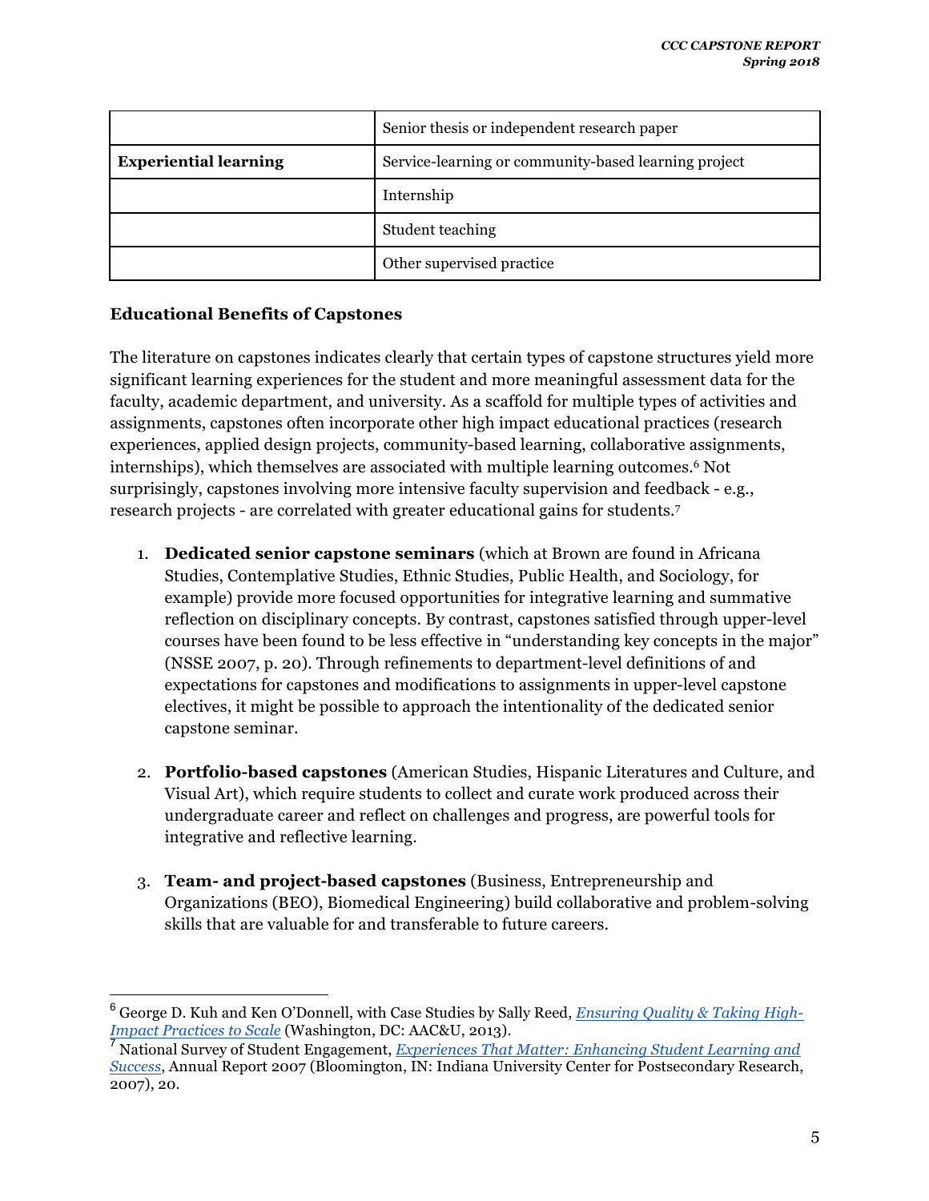| | |
|---|---|
| | Senior thesis or independent research paper |
| **Experiential learning** | Service-learning or community-based learning project |
| | Internship |
| | Student teaching |
| | Other supervised practice |

**Educational Benefits of Capstones**

The literature on capstones indicates clearly that certain types of capstone structures yield more significant learning experiences for the student and more meaningful assessment data for the faculty, academic department, and university. As a scaffold for multiple types of activities and assignments, capstones often incorporate other high impact educational practices (research experiences, applied design projects, community-based learning, collaborative assignments, internships), which themselves are associated with multiple learning outcomes.[6] Not surprisingly, capstones involving more intensive faculty supervision and feedback - e.g., research projects - are correlated with greater educational gains for students.[7]

1. **Dedicated senior capstone seminars** (which at Brown are found in Africana Studies, Contemplative Studies, Ethnic Studies, Public Health, and Sociology, for example) provide more focused opportunities for integrative learning and summative reflection on disciplinary concepts. By contrast, capstones satisfied through upper-level courses have been found to be less effective in "understanding key concepts in the major" (NSSE 2007, p. 20). Through refinements to department-level definitions of and expectations for capstones and modifications to assignments in upper-level capstone electives, it might be possible to approach the intentionality of the dedicated senior capstone seminar.

2. **Portfolio-based capstones** (American Studies, Hispanic Literatures and Culture, and Visual Art), which require students to collect and curate work produced across their undergraduate career and reflect on challenges and progress, are powerful tools for integrative and reflective learning.

3. **Team- and project-based capstones** (Business, Entrepreneurship and Organizations (BEO), Biomedical Engineering) build collaborative and problem-solving skills that are valuable for and transferable to future careers.

---

[6] George D. Kuh and Ken O'Donnell, with Case Studies by Sally Reed, *Ensuring Quality & Taking High-Impact Practices to Scale* (Washington, DC: AAC&U, 2013).

[7] National Survey of Student Engagement, *Experiences That Matter: Enhancing Student Learning and Success*, Annual Report 2007 (Bloomington, IN: Indiana University Center for Postsecondary Research, 2007), 20.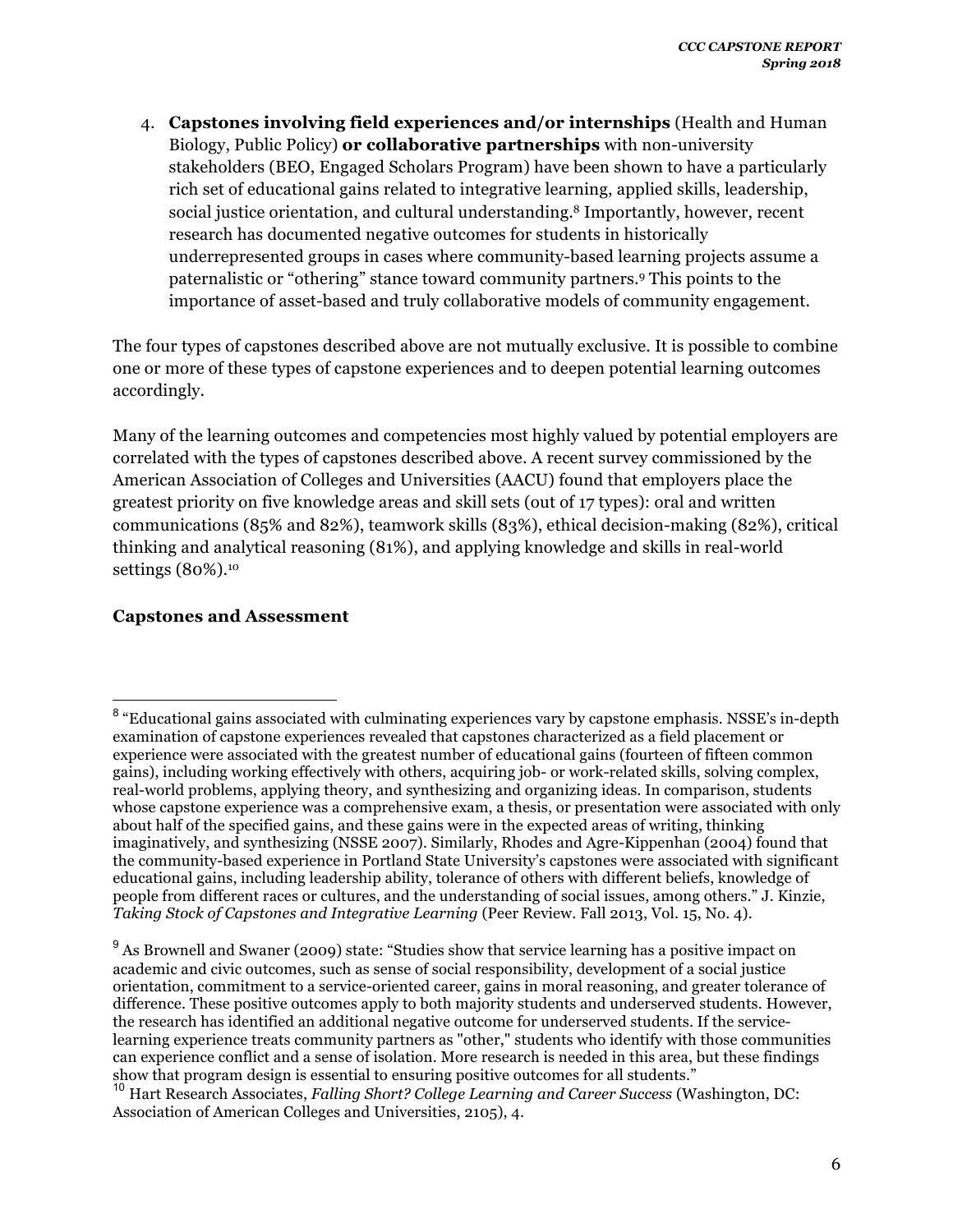4. **Capstones involving field experiences and/or internships** (Health and Human Biology, Public Policy) **or collaborative partnerships** with non-university stakeholders (BEO, Engaged Scholars Program) have been shown to have a particularly rich set of educational gains related to integrative learning, applied skills, leadership, social justice orientation, and cultural understanding.[8] Importantly, however, recent research has documented negative outcomes for students in historically underrepresented groups in cases where community-based learning projects assume a paternalistic or "othering" stance toward community partners.[9] This points to the importance of asset-based and truly collaborative models of community engagement.

The four types of capstones described above are not mutually exclusive. It is possible to combine one or more of these types of capstone experiences and to deepen potential learning outcomes accordingly.

Many of the learning outcomes and competencies most highly valued by potential employers are correlated with the types of capstones described above. A recent survey commissioned by the American Association of Colleges and Universities (AACU) found that employers place the greatest priority on five knowledge areas and skill sets (out of 17 types): oral and written communications (85% and 82%), teamwork skills (83%), ethical decision-making (82%), critical thinking and analytical reasoning (81%), and applying knowledge and skills in real-world settings (80%).[10]

**Capstones and Assessment**

---

[8] "Educational gains associated with culminating experiences vary by capstone emphasis. NSSE's in-depth examination of capstone experiences revealed that capstones characterized as a field placement or experience were associated with the greatest number of educational gains (fourteen of fifteen common gains), including working effectively with others, acquiring job- or work-related skills, solving complex, real-world problems, applying theory, and synthesizing and organizing ideas. In comparison, students whose capstone experience was a comprehensive exam, a thesis, or presentation were associated with only about half of the specified gains, and these gains were in the expected areas of writing, thinking imaginatively, and synthesizing (NSSE 2007). Similarly, Rhodes and Agre-Kippenhan (2004) found that the community-based experience in Portland State University's capstones were associated with significant educational gains, including leadership ability, tolerance of others with different beliefs, knowledge of people from different races or cultures, and the understanding of social issues, among others." J. Kinzie, *Taking Stock of Capstones and Integrative Learning* (Peer Review. Fall 2013, Vol. 15, No. 4).

[9] As Brownell and Swaner (2009) state: "Studies show that service learning has a positive impact on academic and civic outcomes, such as sense of social responsibility, development of a social justice orientation, commitment to a service-oriented career, gains in moral reasoning, and greater tolerance of difference. These positive outcomes apply to both majority students and underserved students. However, the research has identified an additional negative outcome for underserved students. If the service-learning experience treats community partners as "other," students who identify with those communities can experience conflict and a sense of isolation. More research is needed in this area, but these findings show that program design is essential to ensuring positive outcomes for all students."

[10] Hart Research Associates, *Falling Short? College Learning and Career Success* (Washington, DC: Association of American Colleges and Universities, 2105), 4.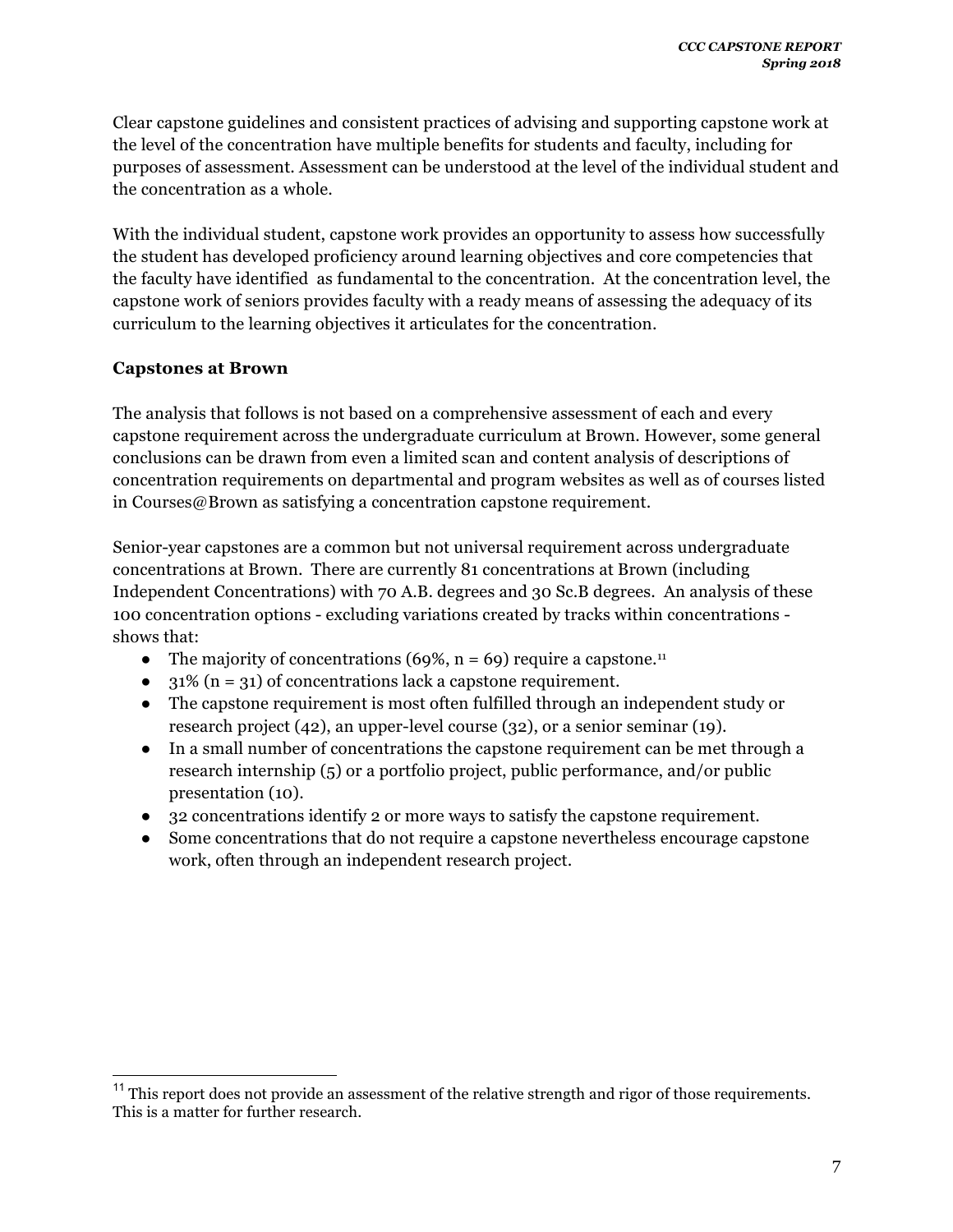Clear capstone guidelines and consistent practices of advising and supporting capstone work at the level of the concentration have multiple benefits for students and faculty, including for purposes of assessment. Assessment can be understood at the level of the individual student and the concentration as a whole.

With the individual student, capstone work provides an opportunity to assess how successfully the student has developed proficiency around learning objectives and core competencies that the faculty have identified as fundamental to the concentration. At the concentration level, the capstone work of seniors provides faculty with a ready means of assessing the adequacy of its curriculum to the learning objectives it articulates for the concentration.

### Capstones at Brown

The analysis that follows is not based on a comprehensive assessment of each and every capstone requirement across the undergraduate curriculum at Brown. However, some general conclusions can be drawn from even a limited scan and content analysis of descriptions of concentration requirements on departmental and program websites as well as of courses listed in Courses@Brown as satisfying a concentration capstone requirement.

Senior-year capstones are a common but not universal requirement across undergraduate concentrations at Brown. There are currently 81 concentrations at Brown (including Independent Concentrations) with 70 A.B. degrees and 30 Sc.B degrees. An analysis of these 100 concentration options - excluding variations created by tracks within concentrations - shows that:

- The majority of concentrations (69%, n = 69) require a capstone.[11]
- 31% (n = 31) of concentrations lack a capstone requirement.
- The capstone requirement is most often fulfilled through an independent study or research project (42), an upper-level course (32), or a senior seminar (19).
- In a small number of concentrations the capstone requirement can be met through a research internship (5) or a portfolio project, public performance, and/or public presentation (10).
- 32 concentrations identify 2 or more ways to satisfy the capstone requirement.
- Some concentrations that do not require a capstone nevertheless encourage capstone work, often through an independent research project.

[11] This report does not provide an assessment of the relative strength and rigor of those requirements. This is a matter for further research.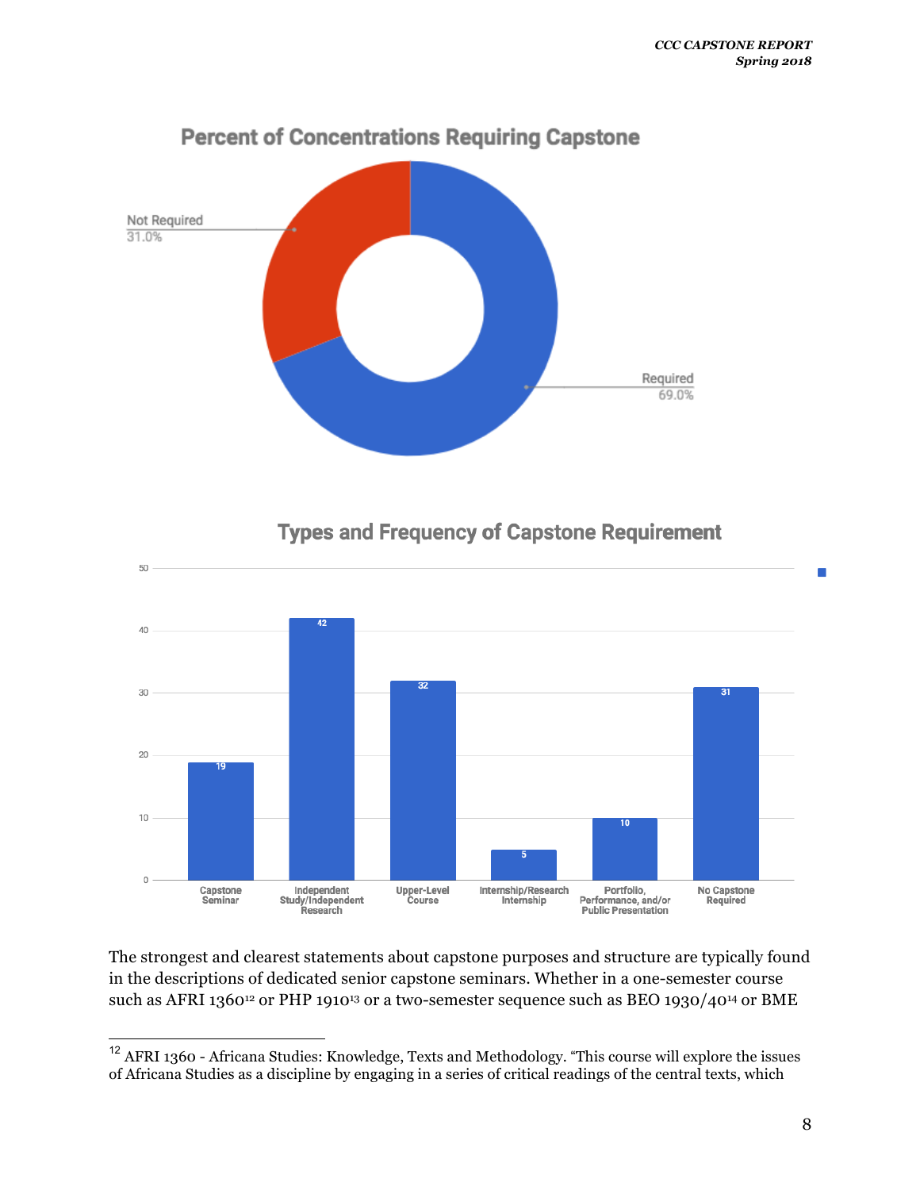## Percent of Concentrations Requiring Capstone

| Category | Percent |
| --- | --- |
| Required | 69.0% |
| Not Required | 31.0% |

## Types and Frequency of Capstone Requirement

| Type | Frequency |
| --- | --- |
| Capstone Seminar | 19 |
| Independent Study/Independent Research | 42 |
| Upper-Level Course | 32 |
| Internship/Research Internship | 5 |
| Portfolio, Performance, and/or Public Presentation | 10 |
| No Capstone Required | 31 |

The strongest and clearest statements about capstone purposes and structure are typically found in the descriptions of dedicated senior capstone seminars. Whether in a one-semester course such as AFRI 1360[12] or PHP 1910[13] or a two-semester sequence such as BEO 1930/40[14] or BME

---

[12] AFRI 1360 - Africana Studies: Knowledge, Texts and Methodology. "This course will explore the issues of Africana Studies as a discipline by engaging in a series of critical readings of the central texts, which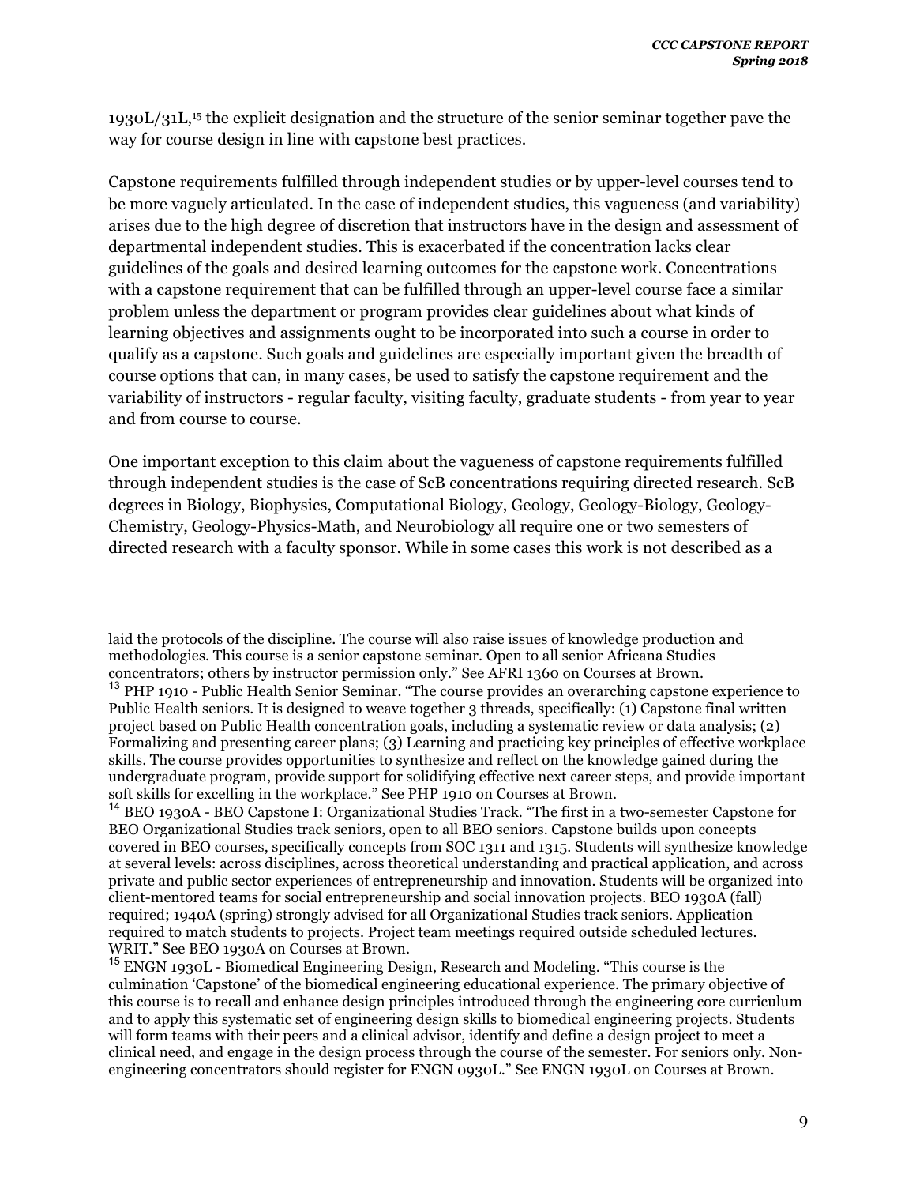1930L/31L,[15] the explicit designation and the structure of the senior seminar together pave the way for course design in line with capstone best practices.

Capstone requirements fulfilled through independent studies or by upper-level courses tend to be more vaguely articulated. In the case of independent studies, this vagueness (and variability) arises due to the high degree of discretion that instructors have in the design and assessment of departmental independent studies. This is exacerbated if the concentration lacks clear guidelines of the goals and desired learning outcomes for the capstone work. Concentrations with a capstone requirement that can be fulfilled through an upper-level course face a similar problem unless the department or program provides clear guidelines about what kinds of learning objectives and assignments ought to be incorporated into such a course in order to qualify as a capstone. Such goals and guidelines are especially important given the breadth of course options that can, in many cases, be used to satisfy the capstone requirement and the variability of instructors - regular faculty, visiting faculty, graduate students - from year to year and from course to course.

One important exception to this claim about the vagueness of capstone requirements fulfilled through independent studies is the case of ScB concentrations requiring directed research. ScB degrees in Biology, Biophysics, Computational Biology, Geology, Geology-Biology, Geology-Chemistry, Geology-Physics-Math, and Neurobiology all require one or two semesters of directed research with a faculty sponsor. While in some cases this work is not described as a

---

laid the protocols of the discipline. The course will also raise issues of knowledge production and methodologies. This course is a senior capstone seminar. Open to all senior Africana Studies concentrators; others by instructor permission only." See AFRI 1360 on Courses at Brown.

[13] PHP 1910 - Public Health Senior Seminar. "The course provides an overarching capstone experience to Public Health seniors. It is designed to weave together 3 threads, specifically: (1) Capstone final written project based on Public Health concentration goals, including a systematic review or data analysis; (2) Formalizing and presenting career plans; (3) Learning and practicing key principles of effective workplace skills. The course provides opportunities to synthesize and reflect on the knowledge gained during the undergraduate program, provide support for solidifying effective next career steps, and provide important soft skills for excelling in the workplace." See PHP 1910 on Courses at Brown.

[14] BEO 1930A - BEO Capstone I: Organizational Studies Track. "The first in a two-semester Capstone for BEO Organizational Studies track seniors, open to all BEO seniors. Capstone builds upon concepts covered in BEO courses, specifically concepts from SOC 1311 and 1315. Students will synthesize knowledge at several levels: across disciplines, across theoretical understanding and practical application, and across private and public sector experiences of entrepreneurship and innovation. Students will be organized into client-mentored teams for social entrepreneurship and social innovation projects. BEO 1930A (fall) required; 1940A (spring) strongly advised for all Organizational Studies track seniors. Application required to match students to projects. Project team meetings required outside scheduled lectures. WRIT." See BEO 1930A on Courses at Brown.

[15] ENGN 1930L - Biomedical Engineering Design, Research and Modeling. "This course is the culmination 'Capstone' of the biomedical engineering educational experience. The primary objective of this course is to recall and enhance design principles introduced through the engineering core curriculum and to apply this systematic set of engineering design skills to biomedical engineering projects. Students will form teams with their peers and a clinical advisor, identify and define a design project to meet a clinical need, and engage in the design process through the course of the semester. For seniors only. Non-engineering concentrators should register for ENGN 0930L." See ENGN 1930L on Courses at Brown.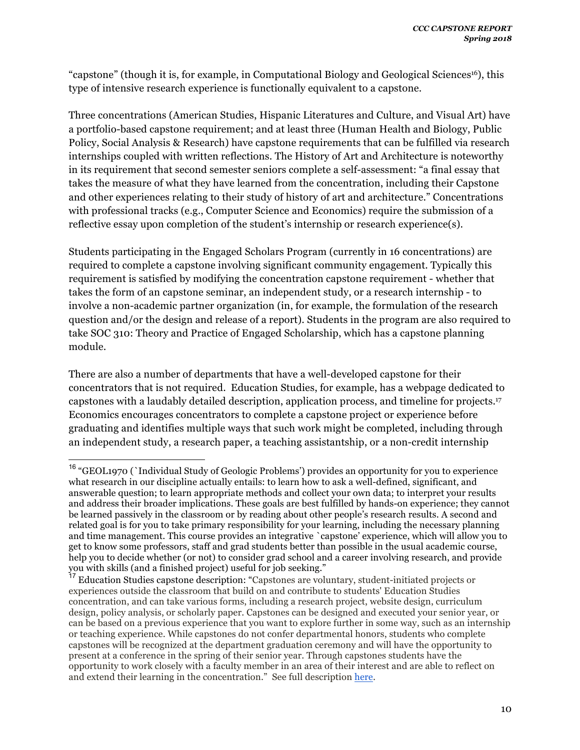"capstone" (though it is, for example, in Computational Biology and Geological Sciences[16]), this type of intensive research experience is functionally equivalent to a capstone.

Three concentrations (American Studies, Hispanic Literatures and Culture, and Visual Art) have a portfolio-based capstone requirement; and at least three (Human Health and Biology, Public Policy, Social Analysis & Research) have capstone requirements that can be fulfilled via research internships coupled with written reflections. The History of Art and Architecture is noteworthy in its requirement that second semester seniors complete a self-assessment: "a final essay that takes the measure of what they have learned from the concentration, including their Capstone and other experiences relating to their study of history of art and architecture." Concentrations with professional tracks (e.g., Computer Science and Economics) require the submission of a reflective essay upon completion of the student's internship or research experience(s).

Students participating in the Engaged Scholars Program (currently in 16 concentrations) are required to complete a capstone involving significant community engagement. Typically this requirement is satisfied by modifying the concentration capstone requirement - whether that takes the form of an capstone seminar, an independent study, or a research internship - to involve a non-academic partner organization (in, for example, the formulation of the research question and/or the design and release of a report). Students in the program are also required to take SOC 310: Theory and Practice of Engaged Scholarship, which has a capstone planning module.

There are also a number of departments that have a well-developed capstone for their concentrators that is not required. Education Studies, for example, has a webpage dedicated to capstones with a laudably detailed description, application process, and timeline for projects.[17] Economics encourages concentrators to complete a capstone project or experience before graduating and identifies multiple ways that such work might be completed, including through an independent study, a research paper, a teaching assistantship, or a non-credit internship

---

[16] "GEOL1970 (`Individual Study of Geologic Problems') provides an opportunity for you to experience what research in our discipline actually entails: to learn how to ask a well-defined, significant, and answerable question; to learn appropriate methods and collect your own data; to interpret your results and address their broader implications. These goals are best fulfilled by hands-on experience; they cannot be learned passively in the classroom or by reading about other people's research results. A second and related goal is for you to take primary responsibility for your learning, including the necessary planning and time management. This course provides an integrative `capstone' experience, which will allow you to get to know some professors, staff and grad students better than possible in the usual academic course, help you to decide whether (or not) to consider grad school and a career involving research, and provide you with skills (and a finished project) useful for job seeking."

[17] Education Studies capstone description: "Capstones are voluntary, student-initiated projects or experiences outside the classroom that build on and contribute to students' Education Studies concentration, and can take various forms, including a research project, website design, curriculum design, policy analysis, or scholarly paper. Capstones can be designed and executed your senior year, or can be based on a previous experience that you want to explore further in some way, such as an internship or teaching experience. While capstones do not confer departmental honors, students who complete capstones will be recognized at the department graduation ceremony and will have the opportunity to present at a conference in the spring of their senior year. Through capstones students have the opportunity to work closely with a faculty member in an area of their interest and are able to reflect on and extend their learning in the concentration." See full description here.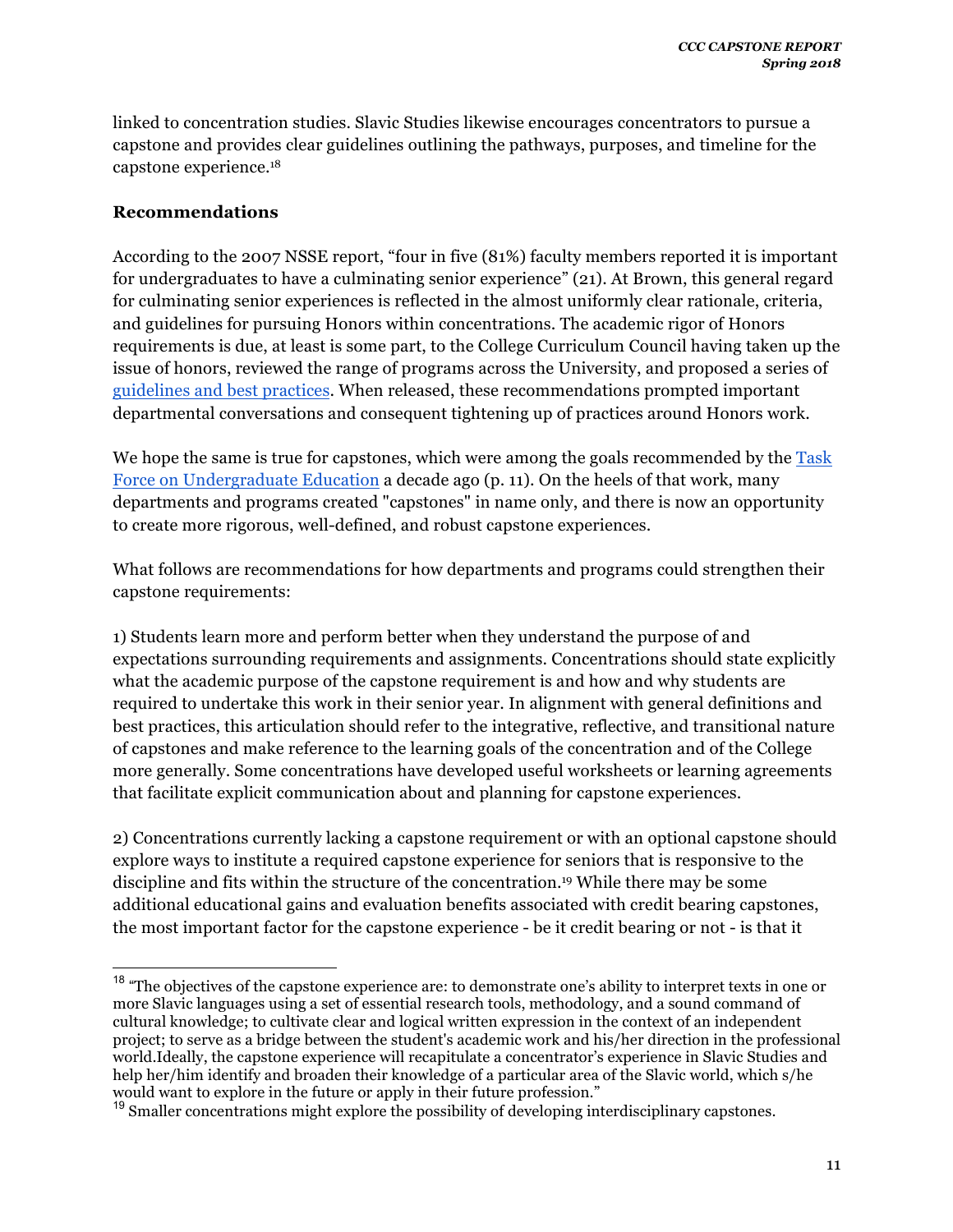linked to concentration studies. Slavic Studies likewise encourages concentrators to pursue a capstone and provides clear guidelines outlining the pathways, purposes, and timeline for the capstone experience.[18]

### Recommendations

According to the 2007 NSSE report, "four in five (81%) faculty members reported it is important for undergraduates to have a culminating senior experience" (21). At Brown, this general regard for culminating senior experiences is reflected in the almost uniformly clear rationale, criteria, and guidelines for pursuing Honors within concentrations. The academic rigor of Honors requirements is due, at least is some part, to the College Curriculum Council having taken up the issue of honors, reviewed the range of programs across the University, and proposed a series of guidelines and best practices. When released, these recommendations prompted important departmental conversations and consequent tightening up of practices around Honors work.

We hope the same is true for capstones, which were among the goals recommended by the Task Force on Undergraduate Education a decade ago (p. 11). On the heels of that work, many departments and programs created "capstones" in name only, and there is now an opportunity to create more rigorous, well-defined, and robust capstone experiences.

What follows are recommendations for how departments and programs could strengthen their capstone requirements:

1) Students learn more and perform better when they understand the purpose of and expectations surrounding requirements and assignments. Concentrations should state explicitly what the academic purpose of the capstone requirement is and how and why students are required to undertake this work in their senior year. In alignment with general definitions and best practices, this articulation should refer to the integrative, reflective, and transitional nature of capstones and make reference to the learning goals of the concentration and of the College more generally. Some concentrations have developed useful worksheets or learning agreements that facilitate explicit communication about and planning for capstone experiences.

2) Concentrations currently lacking a capstone requirement or with an optional capstone should explore ways to institute a required capstone experience for seniors that is responsive to the discipline and fits within the structure of the concentration.[19] While there may be some additional educational gains and evaluation benefits associated with credit bearing capstones, the most important factor for the capstone experience - be it credit bearing or not - is that it

---

[18] "The objectives of the capstone experience are: to demonstrate one's ability to interpret texts in one or more Slavic languages using a set of essential research tools, methodology, and a sound command of cultural knowledge; to cultivate clear and logical written expression in the context of an independent project; to serve as a bridge between the student's academic work and his/her direction in the professional world.Ideally, the capstone experience will recapitulate a concentrator's experience in Slavic Studies and help her/him identify and broaden their knowledge of a particular area of the Slavic world, which s/he would want to explore in the future or apply in their future profession."

[19] Smaller concentrations might explore the possibility of developing interdisciplinary capstones.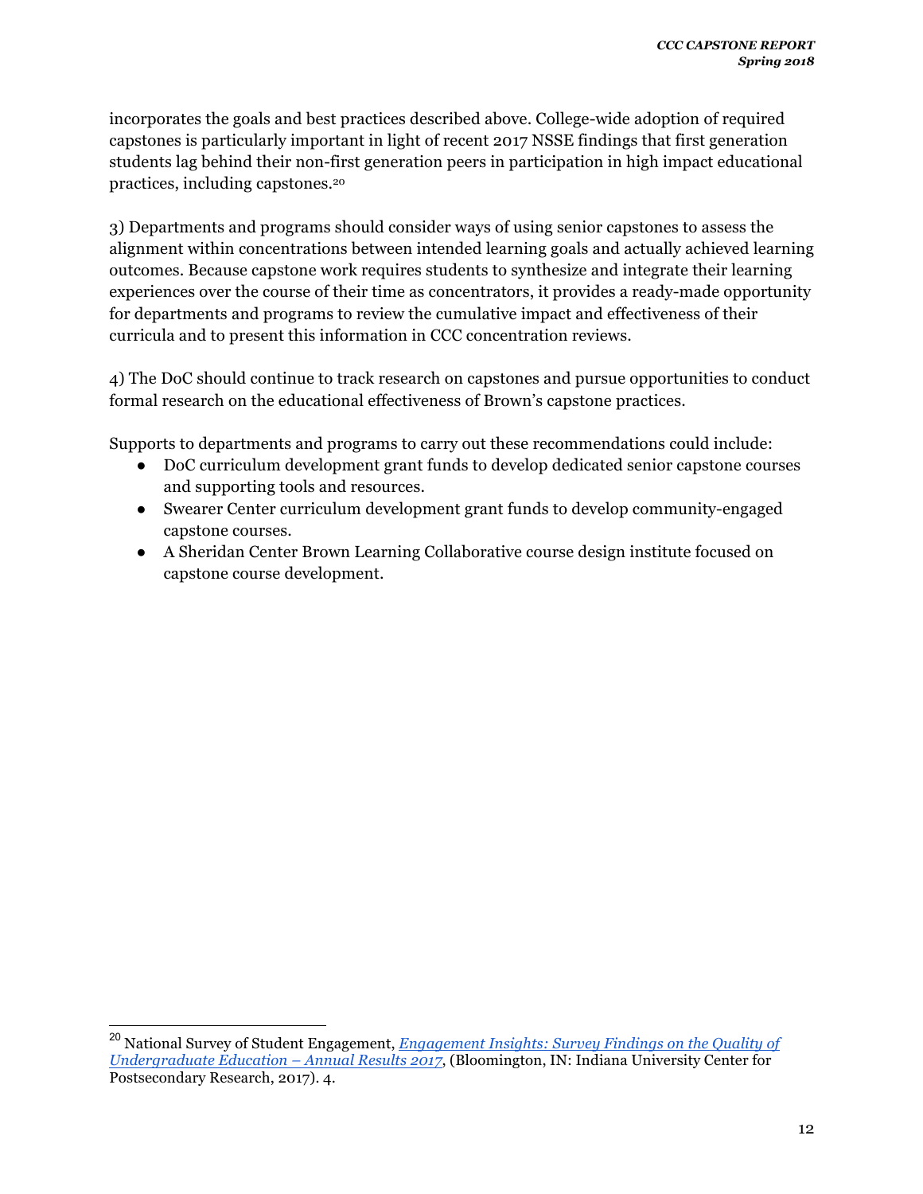incorporates the goals and best practices described above. College-wide adoption of required capstones is particularly important in light of recent 2017 NSSE findings that first generation students lag behind their non-first generation peers in participation in high impact educational practices, including capstones.[20]

3) Departments and programs should consider ways of using senior capstones to assess the alignment within concentrations between intended learning goals and actually achieved learning outcomes. Because capstone work requires students to synthesize and integrate their learning experiences over the course of their time as concentrators, it provides a ready-made opportunity for departments and programs to review the cumulative impact and effectiveness of their curricula and to present this information in CCC concentration reviews.

4) The DoC should continue to track research on capstones and pursue opportunities to conduct formal research on the educational effectiveness of Brown's capstone practices.

Supports to departments and programs to carry out these recommendations could include:

- DoC curriculum development grant funds to develop dedicated senior capstone courses and supporting tools and resources.
- Swearer Center curriculum development grant funds to develop community-engaged capstone courses.
- A Sheridan Center Brown Learning Collaborative course design institute focused on capstone course development.

---

[20] National Survey of Student Engagement, *Engagement Insights: Survey Findings on the Quality of Undergraduate Education – Annual Results 2017*, (Bloomington, IN: Indiana University Center for Postsecondary Research, 2017). 4.